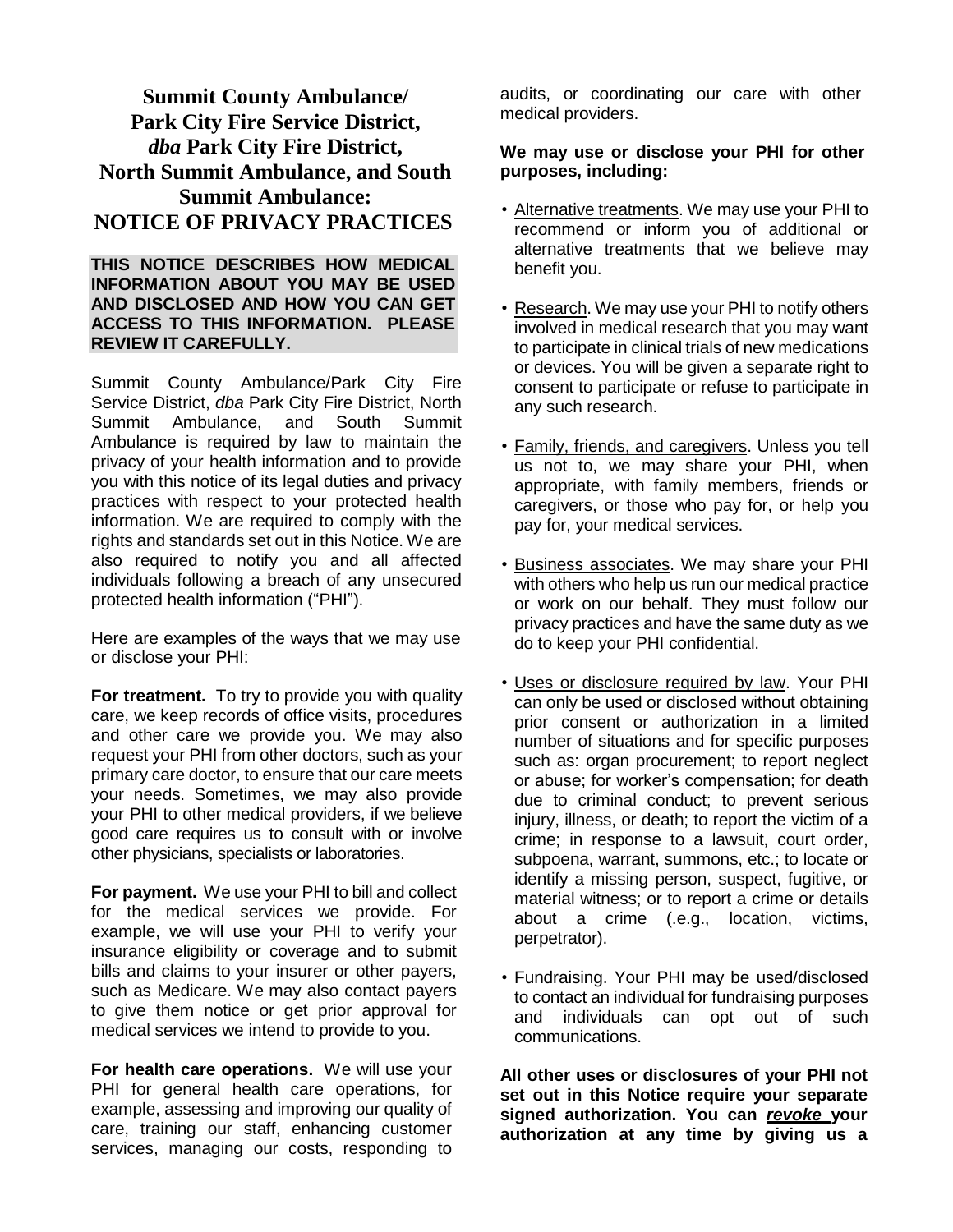# Summit County Ambulance/ Park City Fire Service District, *dba* Park City Fire District, North Summit Ambulance, and South Summit Ambulance: NOTICE OF PRIVACY PRACTICES

**THIS NOTICE DESCRIBES HOW MEDICAL INFORMATION ABOUT YOU MAY BE USED AND DISCLOSED AND HOW YOU CAN GET ACCESS TO THIS INFORMATION. PLEASE REVIEW IT CAREFULLY.**

Summit County Ambulance/Park City Fire Service District, *dba* Park City Fire District, North Summit Ambulance, and South Summit Ambulance is required by law to maintain the privacy of your health information and to provide you with this notice of its legal duties and privacy practices with respect to your protected health information. We are required to comply with the rights and standards set out in this Notice. We are also required to notify you and all affected individuals following a breach of any unsecured protected health information ("PHI").

Here are examples of the ways that we may use or disclose your PHI:

**For treatment.** To try to provide you with quality care, we keep records of office visits, procedures and other care we provide you. We may also request your PHI from other doctors, such as your primary care doctor, to ensure that our care meets your needs. Sometimes, we may also provide your PHI to other medical providers, if we believe good care requires us to consult with or involve other physicians, specialists or laboratories.

**For payment.** We use your PHI to bill and collect for the medical services we provide. For example, we will use your PHI to verify your insurance eligibility or coverage and to submit bills and claims to your insurer or other payers, such as Medicare. We may also contact payers to give them notice or get prior approval for medical services we intend to provide to you.

**For health care operations.** We will use your PHI for general health care operations, for example, assessing and improving our quality of care, training our staff, enhancing customer services, managing our costs, responding to audits, or coordinating our care with other medical providers.

**We may use or disclose your PHI for other purposes, including:**

- Alternative treatments. We may use your PHI to recommend or inform you of additional or alternative treatments that we believe may benefit you.
- Research. We may use your PHI to notify others involved in medical research that you may want to participate in clinical trials of new medications or devices. You will be given a separate right to consent to participate or refuse to participate in any such research.
- Family, friends, and caregivers. Unless you tell us not to, we may share your PHI, when appropriate, with family members, friends or caregivers, or those who pay for, or help you pay for, your medical services.
- Business associates. We may share your PHI with others who help us run our medical practice or work on our behalf. They must follow our privacy practices and have the same duty as we do to keep your PHI confidential.
- Uses or disclosure required by law. Your PHI can only be used or disclosed without obtaining prior consent or authorization in a limited number of situations and for specific purposes such as: organ procurement; to report neglect or abuse; for worker's compensation; for death due to criminal conduct; to prevent serious injury, illness, or death; to report the victim of a crime; in response to a lawsuit, court order, subpoena, warrant, summons, etc.; to locate or identify a missing person, suspect, fugitive, or material witness; or to report a crime or details about a crime (.e.g., location, victims, perpetrator).
- Fundraising. Your PHI may be used/disclosed to contact an individual for fundraising purposes and individuals can opt out of such communications.

**All other uses or disclosures of your PHI not set out in this Notice require your separate signed authorization. You can *revoke* your authorization at any time by giving us a**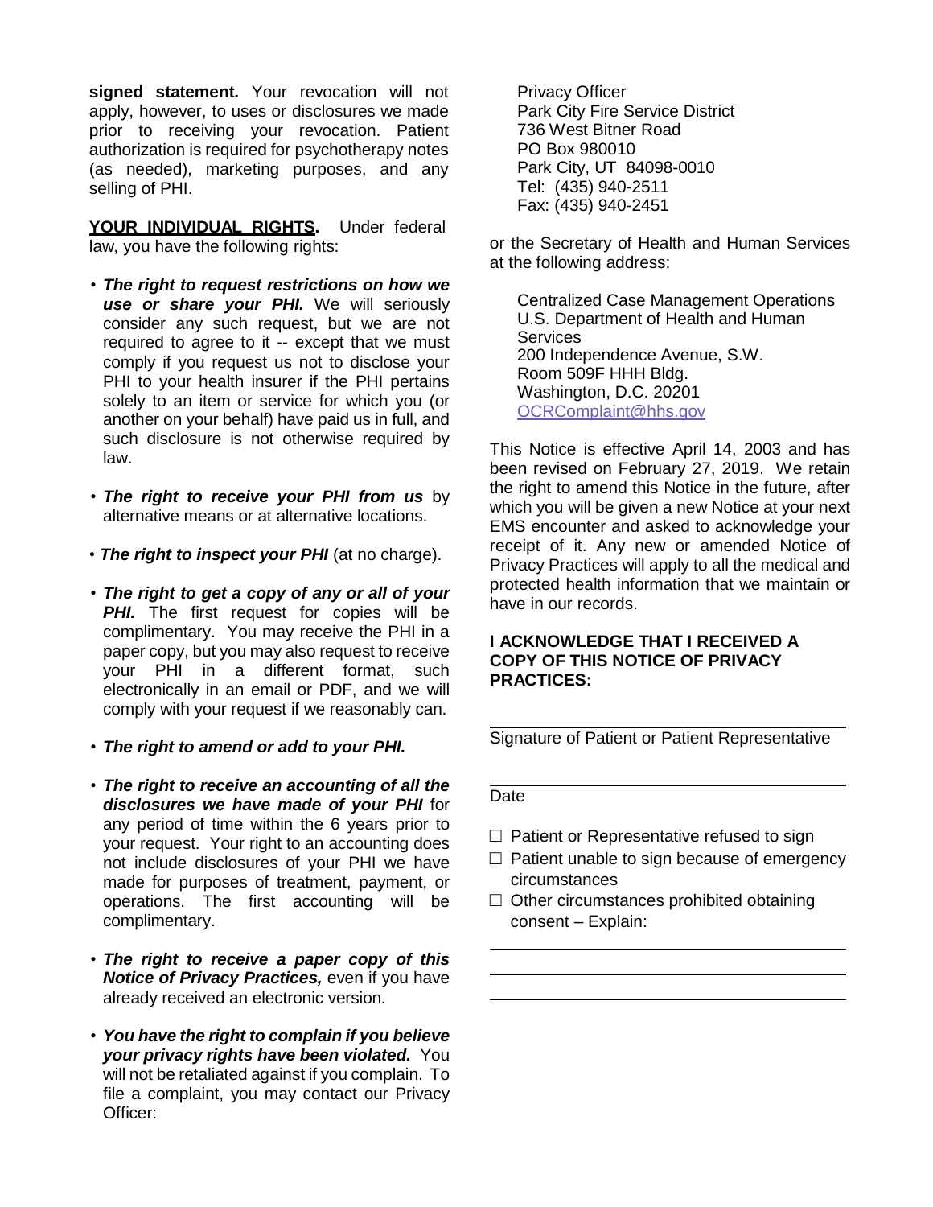**signed statement.** Your revocation will not apply, however, to uses or disclosures we made prior to receiving your revocation. Patient authorization is required for psychotherapy notes (as needed), marketing purposes, and any selling of PHI.

**YOUR INDIVIDUAL RIGHTS.** Under federal law, you have the following rights:

- ***The right to request restrictions on how we use or share your PHI.*** We will seriously consider any such request, but we are not required to agree to it -- except that we must comply if you request us not to disclose your PHI to your health insurer if the PHI pertains solely to an item or service for which you (or another on your behalf) have paid us in full, and such disclosure is not otherwise required by law.
- ***The right to receive your PHI from us*** by alternative means or at alternative locations.
- ***The right to inspect your PHI*** (at no charge).
- ***The right to get a copy of any or all of your PHI.*** The first request for copies will be complimentary. You may receive the PHI in a paper copy, but you may also request to receive your PHI in a different format, such electronically in an email or PDF, and we will comply with your request if we reasonably can.
- ***The right to amend or add to your PHI.***
- ***The right to receive an accounting of all the disclosures we have made of your PHI*** for any period of time within the 6 years prior to your request. Your right to an accounting does not include disclosures of your PHI we have made for purposes of treatment, payment, or operations. The first accounting will be complimentary.
- ***The right to receive a paper copy of this Notice of Privacy Practices,*** even if you have already received an electronic version.
- ***You have the right to complain if you believe your privacy rights have been violated.*** You will not be retaliated against if you complain. To file a complaint, you may contact our Privacy Officer:

Privacy Officer
Park City Fire Service District
736 West Bitner Road
PO Box 980010
Park City, UT 84098-0010
Tel: (435) 940-2511
Fax: (435) 940-2451

or the Secretary of Health and Human Services at the following address:

Centralized Case Management Operations
U.S. Department of Health and Human Services
200 Independence Avenue, S.W.
Room 509F HHH Bldg.
Washington, D.C. 20201
OCRComplaint@hhs.gov

This Notice is effective April 14, 2003 and has been revised on February 27, 2019. We retain the right to amend this Notice in the future, after which you will be given a new Notice at your next EMS encounter and asked to acknowledge your receipt of it. Any new or amended Notice of Privacy Practices will apply to all the medical and protected health information that we maintain or have in our records.

**I ACKNOWLEDGE THAT I RECEIVED A COPY OF THIS NOTICE OF PRIVACY PRACTICES:**

______________________________
Signature of Patient or Patient Representative

______________________________
Date

☐ Patient or Representative refused to sign
☐ Patient unable to sign because of emergency circumstances
☐ Other circumstances prohibited obtaining consent – Explain:

______________________________
______________________________
______________________________